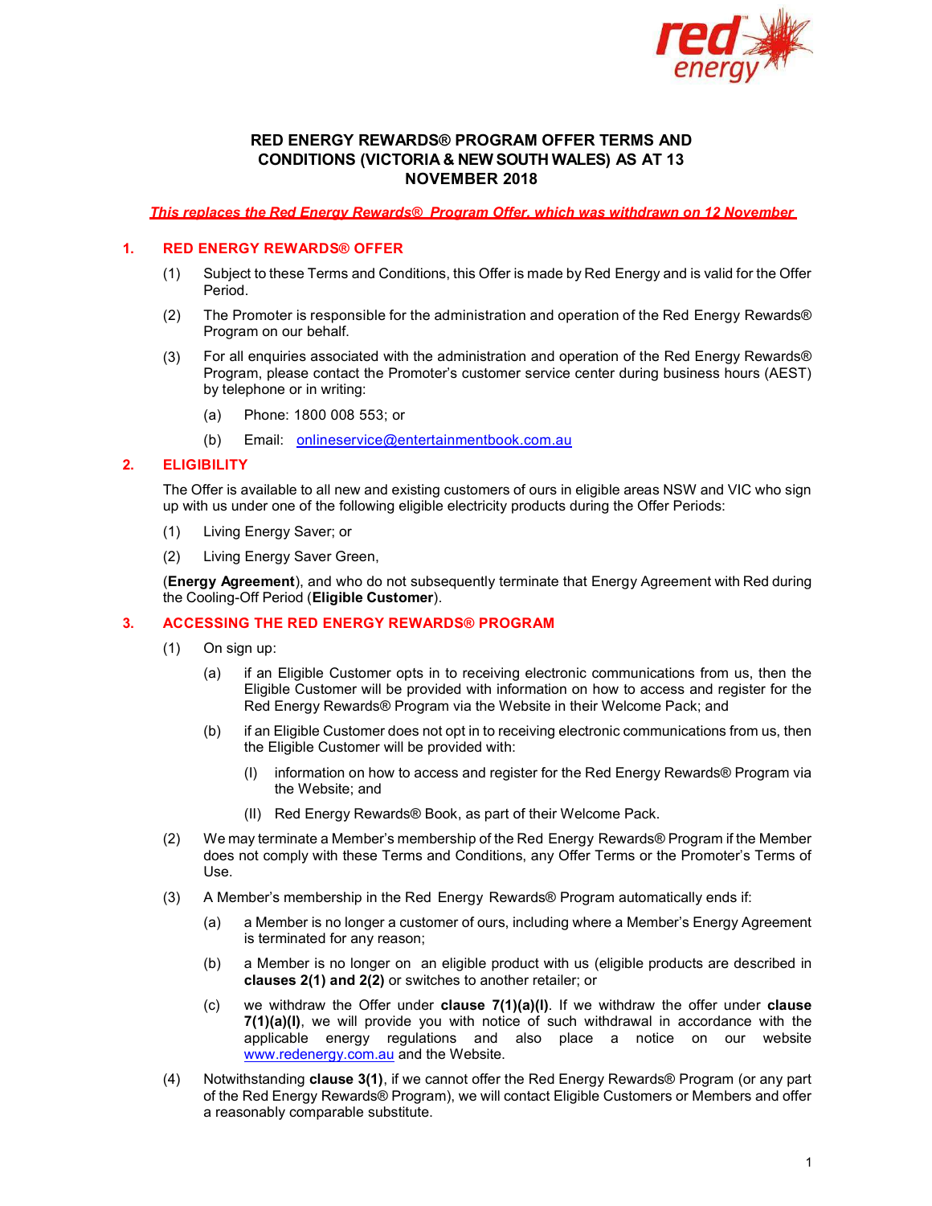# RED ENERGY REWARDS® PROGRAM OFFER TERMS AND CONDITIONS (VICTORIA & NEW SOUTH WALES) AS AT 13 NOVEMBER 2018

***This replaces the Red Energy Rewards® Program Offer, which was withdrawn on 12 November***

## 1. RED ENERGY REWARDS® OFFER

(1) Subject to these Terms and Conditions, this Offer is made by Red Energy and is valid for the Offer Period.

(2) The Promoter is responsible for the administration and operation of the Red Energy Rewards® Program on our behalf.

(3) For all enquiries associated with the administration and operation of the Red Energy Rewards® Program, please contact the Promoter's customer service center during business hours (AEST) by telephone or in writing:

- (a) Phone: 1800 008 553; or
- (b) Email: onlineservice@entertainmentbook.com.au

## 2. ELIGIBILITY

The Offer is available to all new and existing customers of ours in eligible areas NSW and VIC who sign up with us under one of the following eligible electricity products during the Offer Periods:

(1) Living Energy Saver; or

(2) Living Energy Saver Green,

(**Energy Agreement**), and who do not subsequently terminate that Energy Agreement with Red during the Cooling-Off Period (**Eligible Customer**).

## 3. ACCESSING THE RED ENERGY REWARDS® PROGRAM

(1) On sign up:

- (a) if an Eligible Customer opts in to receiving electronic communications from us, then the Eligible Customer will be provided with information on how to access and register for the Red Energy Rewards® Program via the Website in their Welcome Pack; and
- (b) if an Eligible Customer does not opt in to receiving electronic communications from us, then the Eligible Customer will be provided with:
  - (I) information on how to access and register for the Red Energy Rewards® Program via the Website; and
  - (II) Red Energy Rewards® Book, as part of their Welcome Pack.

(2) We may terminate a Member's membership of the Red Energy Rewards® Program if the Member does not comply with these Terms and Conditions, any Offer Terms or the Promoter's Terms of Use.

(3) A Member's membership in the Red Energy Rewards® Program automatically ends if:

- (a) a Member is no longer a customer of ours, including where a Member's Energy Agreement is terminated for any reason;
- (b) a Member is no longer on an eligible product with us (eligible products are described in **clauses 2(1) and 2(2)** or switches to another retailer; or
- (c) we withdraw the Offer under **clause 7(1)(a)(I)**. If we withdraw the offer under **clause 7(1)(a)(I)**, we will provide you with notice of such withdrawal in accordance with the applicable energy regulations and also place a notice on our website www.redenergy.com.au and the Website.

(4) Notwithstanding **clause 3(1)**, if we cannot offer the Red Energy Rewards® Program (or any part of the Red Energy Rewards® Program), we will contact Eligible Customers or Members and offer a reasonably comparable substitute.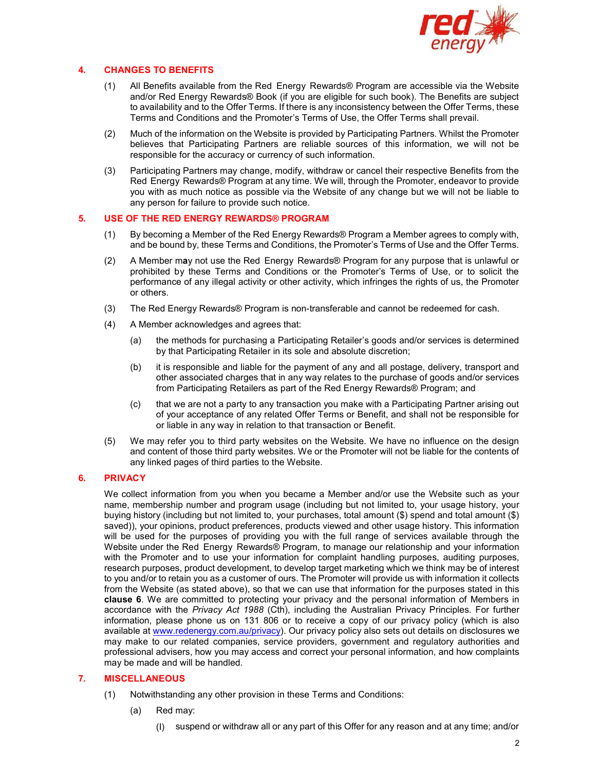## 4. CHANGES TO BENEFITS

(1) All Benefits available from the Red Energy Rewards® Program are accessible via the Website and/or Red Energy Rewards® Book (if you are eligible for such book). The Benefits are subject to availability and to the Offer Terms. If there is any inconsistency between the Offer Terms, these Terms and Conditions and the Promoter's Terms of Use, the Offer Terms shall prevail.

(2) Much of the information on the Website is provided by Participating Partners. Whilst the Promoter believes that Participating Partners are reliable sources of this information, we will not be responsible for the accuracy or currency of such information.

(3) Participating Partners may change, modify, withdraw or cancel their respective Benefits from the Red Energy Rewards® Program at any time. We will, through the Promoter, endeavor to provide you with as much notice as possible via the Website of any change but we will not be liable to any person for failure to provide such notice.

## 5. USE OF THE RED ENERGY REWARDS® PROGRAM

(1) By becoming a Member of the Red Energy Rewards® Program a Member agrees to comply with, and be bound by, these Terms and Conditions, the Promoter's Terms of Use and the Offer Terms.

(2) A Member may not use the Red Energy Rewards® Program for any purpose that is unlawful or prohibited by these Terms and Conditions or the Promoter's Terms of Use, or to solicit the performance of any illegal activity or other activity, which infringes the rights of us, the Promoter or others.

(3) The Red Energy Rewards® Program is non-transferable and cannot be redeemed for cash.

(4) A Member acknowledges and agrees that:

(a) the methods for purchasing a Participating Retailer's goods and/or services is determined by that Participating Retailer in its sole and absolute discretion;

(b) it is responsible and liable for the payment of any and all postage, delivery, transport and other associated charges that in any way relates to the purchase of goods and/or services from Participating Retailers as part of the Red Energy Rewards® Program; and

(c) that we are not a party to any transaction you make with a Participating Partner arising out of your acceptance of any related Offer Terms or Benefit, and shall not be responsible for or liable in any way in relation to that transaction or Benefit.

(5) We may refer you to third party websites on the Website. We have no influence on the design and content of those third party websites. We or the Promoter will not be liable for the contents of any linked pages of third parties to the Website.

## 6. PRIVACY

We collect information from you when you became a Member and/or use the Website such as your name, membership number and program usage (including but not limited to, your usage history, your buying history (including but not limited to, your purchases, total amount ($) spend and total amount ($) saved)), your opinions, product preferences, products viewed and other usage history. This information will be used for the purposes of providing you with the full range of services available through the Website under the Red Energy Rewards® Program, to manage our relationship and your information with the Promoter and to use your information for complaint handling purposes, auditing purposes, research purposes, product development, to develop target marketing which we think may be of interest to you and/or to retain you as a customer of ours. The Promoter will provide us with information it collects from the Website (as stated above), so that we can use that information for the purposes stated in this **clause 6**. We are committed to protecting your privacy and the personal information of Members in accordance with the *Privacy Act 1988* (Cth), including the Australian Privacy Principles. For further information, please phone us on 131 806 or to receive a copy of our privacy policy (which is also available at www.redenergy.com.au/privacy). Our privacy policy also sets out details on disclosures we may make to our related companies, service providers, government and regulatory authorities and professional advisers, how you may access and correct your personal information, and how complaints may be made and will be handled.

## 7. MISCELLANEOUS

(1) Notwithstanding any other provision in these Terms and Conditions:

(a) Red may:

(I) suspend or withdraw all or any part of this Offer for any reason and at any time; and/or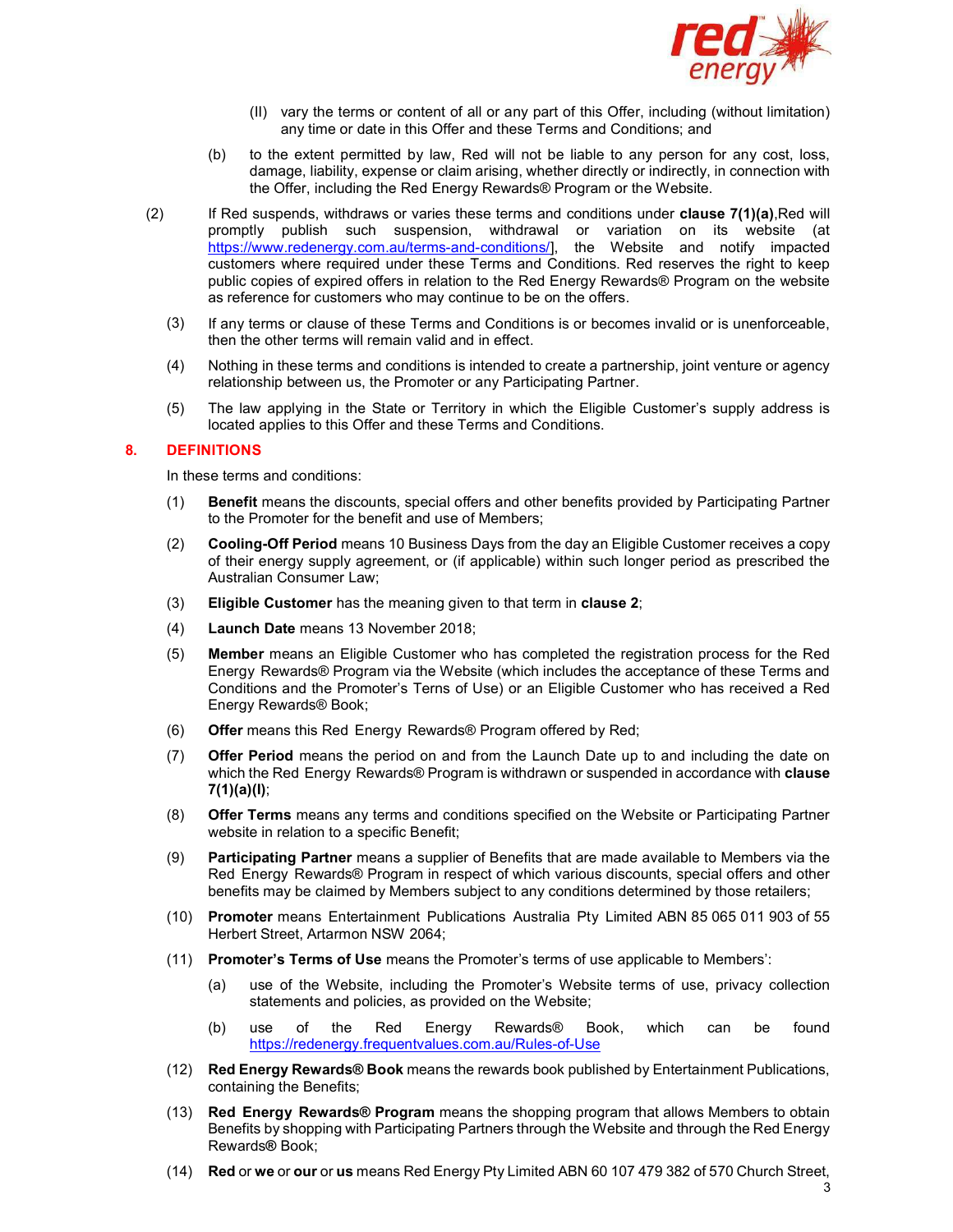(II) vary the terms or content of all or any part of this Offer, including (without limitation) any time or date in this Offer and these Terms and Conditions; and

(b) to the extent permitted by law, Red will not be liable to any person for any cost, loss, damage, liability, expense or claim arising, whether directly or indirectly, in connection with the Offer, including the Red Energy Rewards® Program or the Website.

(2) If Red suspends, withdraws or varies these terms and conditions under **clause 7(1)(a)**,Red will promptly publish such suspension, withdrawal or variation on its website (at https://www.redenergy.com.au/terms-and-conditions/], the Website and notify impacted customers where required under these Terms and Conditions. Red reserves the right to keep public copies of expired offers in relation to the Red Energy Rewards® Program on the website as reference for customers who may continue to be on the offers.

(3) If any terms or clause of these Terms and Conditions is or becomes invalid or is unenforceable, then the other terms will remain valid and in effect.

(4) Nothing in these terms and conditions is intended to create a partnership, joint venture or agency relationship between us, the Promoter or any Participating Partner.

(5) The law applying in the State or Territory in which the Eligible Customer's supply address is located applies to this Offer and these Terms and Conditions.

## 8. DEFINITIONS

In these terms and conditions:

(1) **Benefit** means the discounts, special offers and other benefits provided by Participating Partner to the Promoter for the benefit and use of Members;

(2) **Cooling-Off Period** means 10 Business Days from the day an Eligible Customer receives a copy of their energy supply agreement, or (if applicable) within such longer period as prescribed the Australian Consumer Law;

(3) **Eligible Customer** has the meaning given to that term in **clause 2**;

(4) **Launch Date** means 13 November 2018;

(5) **Member** means an Eligible Customer who has completed the registration process for the Red Energy Rewards® Program via the Website (which includes the acceptance of these Terms and Conditions and the Promoter's Terns of Use) or an Eligible Customer who has received a Red Energy Rewards® Book;

(6) **Offer** means this Red Energy Rewards® Program offered by Red;

(7) **Offer Period** means the period on and from the Launch Date up to and including the date on which the Red Energy Rewards® Program is withdrawn or suspended in accordance with **clause 7(1)(a)(I)**;

(8) **Offer Terms** means any terms and conditions specified on the Website or Participating Partner website in relation to a specific Benefit;

(9) **Participating Partner** means a supplier of Benefits that are made available to Members via the Red Energy Rewards® Program in respect of which various discounts, special offers and other benefits may be claimed by Members subject to any conditions determined by those retailers;

(10) **Promoter** means Entertainment Publications Australia Pty Limited ABN 85 065 011 903 of 55 Herbert Street, Artarmon NSW 2064;

(11) **Promoter's Terms of Use** means the Promoter's terms of use applicable to Members':

(a) use of the Website, including the Promoter's Website terms of use, privacy collection statements and policies, as provided on the Website;

(b) use of the Red Energy Rewards® Book, which can be found https://redenergy.frequentvalues.com.au/Rules-of-Use

(12) **Red Energy Rewards® Book** means the rewards book published by Entertainment Publications, containing the Benefits;

(13) **Red Energy Rewards® Program** means the shopping program that allows Members to obtain Benefits by shopping with Participating Partners through the Website and through the Red Energy Rewards® Book;

(14) **Red** or **we** or **our** or **us** means Red Energy Pty Limited ABN 60 107 479 382 of 570 Church Street,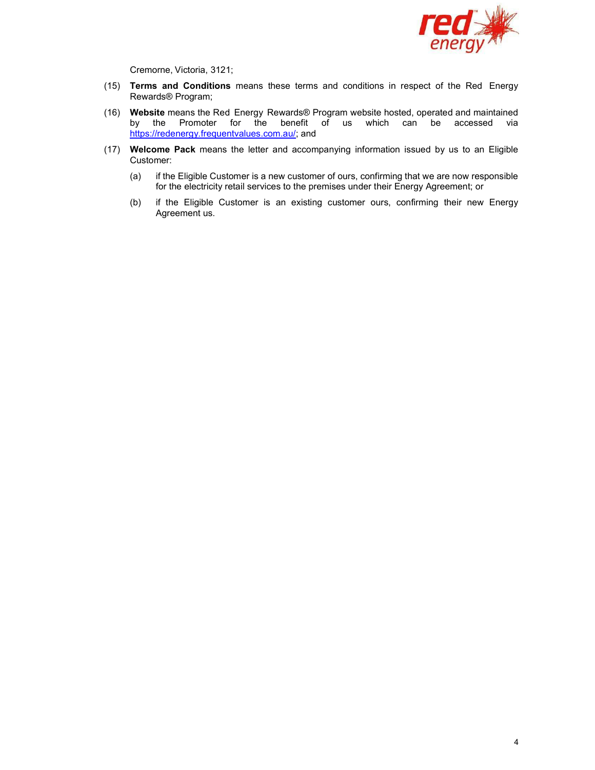Cremorne, Victoria, 3121;

(15) **Terms and Conditions** means these terms and conditions in respect of the Red Energy Rewards® Program;

(16) **Website** means the Red Energy Rewards® Program website hosted, operated and maintained by the Promoter for the benefit of us which can be accessed via https://redenergy.frequentvalues.com.au/; and

(17) **Welcome Pack** means the letter and accompanying information issued by us to an Eligible Customer:

   (a) if the Eligible Customer is a new customer of ours, confirming that we are now responsible for the electricity retail services to the premises under their Energy Agreement; or

   (b) if the Eligible Customer is an existing customer ours, confirming their new Energy Agreement us.